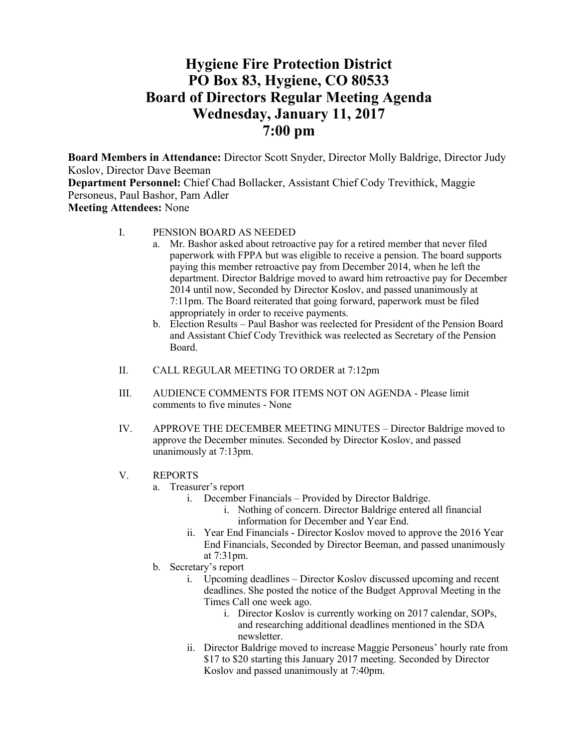# Hygiene Fire Protection District
# PO Box 83, Hygiene, CO 80533
# Board of Directors Regular Meeting Agenda
# Wednesday, January 11, 2017
# 7:00 pm

**Board Members in Attendance:** Director Scott Snyder, Director Molly Baldrige, Director Judy Koslov, Director Dave Beeman
**Department Personnel:** Chief Chad Bollacker, Assistant Chief Cody Trevithick, Maggie Personeus, Paul Bashor, Pam Adler
**Meeting Attendees:** None

I. PENSION BOARD AS NEEDED
   a. Mr. Bashor asked about retroactive pay for a retired member that never filed paperwork with FPPA but was eligible to receive a pension. The board supports paying this member retroactive pay from December 2014, when he left the department. Director Baldrige moved to award him retroactive pay for December 2014 until now, Seconded by Director Koslov, and passed unanimously at 7:11pm. The Board reiterated that going forward, paperwork must be filed appropriately in order to receive payments.
   b. Election Results – Paul Bashor was reelected for President of the Pension Board and Assistant Chief Cody Trevithick was reelected as Secretary of the Pension Board.

II. CALL REGULAR MEETING TO ORDER at 7:12pm

III. AUDIENCE COMMENTS FOR ITEMS NOT ON AGENDA - Please limit comments to five minutes - None

IV. APPROVE THE DECEMBER MEETING MINUTES – Director Baldrige moved to approve the December minutes. Seconded by Director Koslov, and passed unanimously at 7:13pm.

V. REPORTS
   a. Treasurer's report
      i. December Financials – Provided by Director Baldrige.
         i. Nothing of concern. Director Baldrige entered all financial information for December and Year End.
      ii. Year End Financials - Director Koslov moved to approve the 2016 Year End Financials, Seconded by Director Beeman, and passed unanimously at 7:31pm.
   b. Secretary's report
      i. Upcoming deadlines – Director Koslov discussed upcoming and recent deadlines. She posted the notice of the Budget Approval Meeting in the Times Call one week ago.
         i. Director Koslov is currently working on 2017 calendar, SOPs, and researching additional deadlines mentioned in the SDA newsletter.
      ii. Director Baldrige moved to increase Maggie Personeus' hourly rate from $17 to $20 starting this January 2017 meeting. Seconded by Director Koslov and passed unanimously at 7:40pm.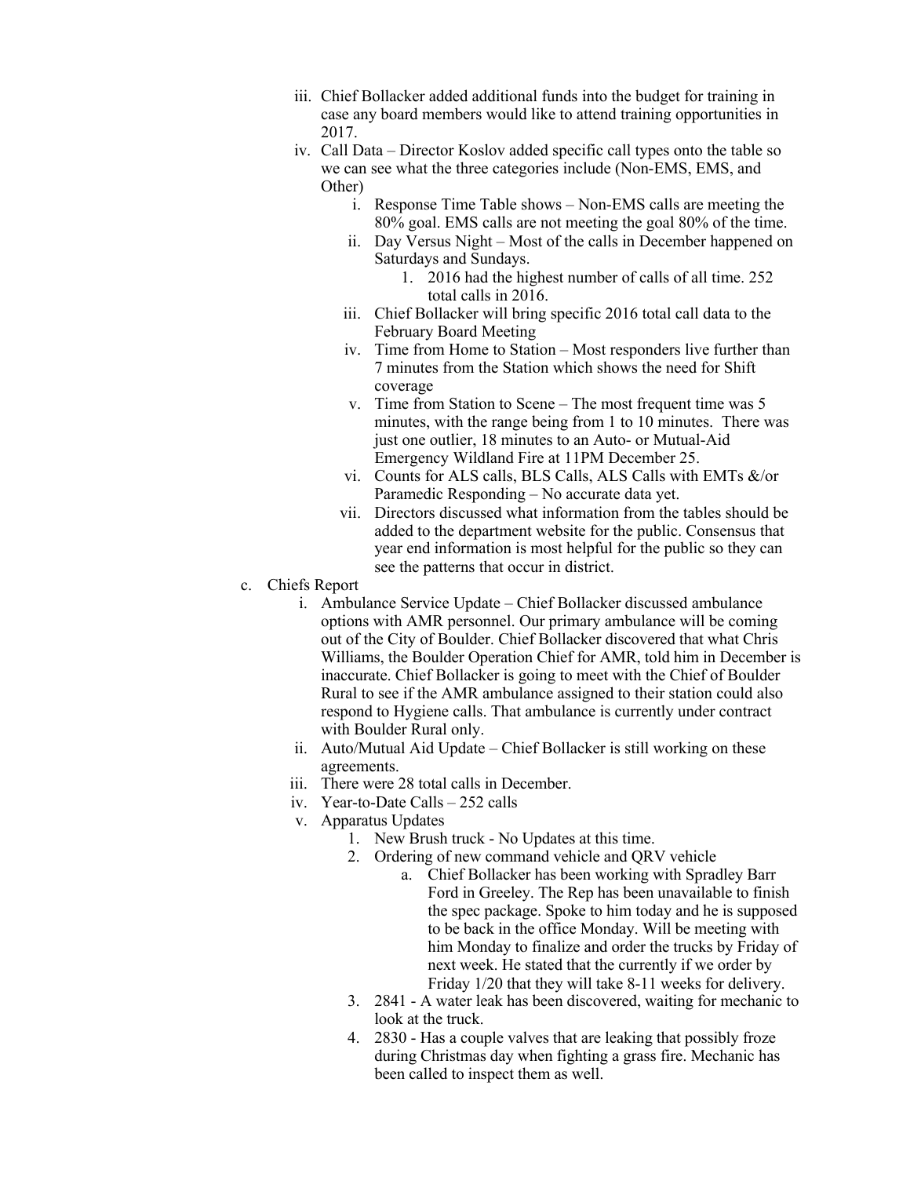iii. Chief Bollacker added additional funds into the budget for training in case any board members would like to attend training opportunities in 2017.

iv. Call Data – Director Koslov added specific call types onto the table so we can see what the three categories include (Non-EMS, EMS, and Other)

   i. Response Time Table shows – Non-EMS calls are meeting the 80% goal. EMS calls are not meeting the goal 80% of the time.

   ii. Day Versus Night – Most of the calls in December happened on Saturdays and Sundays.

      1. 2016 had the highest number of calls of all time. 252 total calls in 2016.

   iii. Chief Bollacker will bring specific 2016 total call data to the February Board Meeting

   iv. Time from Home to Station – Most responders live further than 7 minutes from the Station which shows the need for Shift coverage

   v. Time from Station to Scene – The most frequent time was 5 minutes, with the range being from 1 to 10 minutes. There was just one outlier, 18 minutes to an Auto- or Mutual-Aid Emergency Wildland Fire at 11PM December 25.

   vi. Counts for ALS calls, BLS Calls, ALS Calls with EMTs &/or Paramedic Responding – No accurate data yet.

   vii. Directors discussed what information from the tables should be added to the department website for the public. Consensus that year end information is most helpful for the public so they can see the patterns that occur in district.

c. Chiefs Report

   i. Ambulance Service Update – Chief Bollacker discussed ambulance options with AMR personnel. Our primary ambulance will be coming out of the City of Boulder. Chief Bollacker discovered that what Chris Williams, the Boulder Operation Chief for AMR, told him in December is inaccurate. Chief Bollacker is going to meet with the Chief of Boulder Rural to see if the AMR ambulance assigned to their station could also respond to Hygiene calls. That ambulance is currently under contract with Boulder Rural only.

   ii. Auto/Mutual Aid Update – Chief Bollacker is still working on these agreements.

   iii. There were 28 total calls in December.

   iv. Year-to-Date Calls – 252 calls

   v. Apparatus Updates

      1. New Brush truck - No Updates at this time.

      2. Ordering of new command vehicle and QRV vehicle

         a. Chief Bollacker has been working with Spradley Barr Ford in Greeley. The Rep has been unavailable to finish the spec package. Spoke to him today and he is supposed to be back in the office Monday. Will be meeting with him Monday to finalize and order the trucks by Friday of next week. He stated that the currently if we order by Friday 1/20 that they will take 8-11 weeks for delivery.

      3. 2841 - A water leak has been discovered, waiting for mechanic to look at the truck.

      4. 2830 - Has a couple valves that are leaking that possibly froze during Christmas day when fighting a grass fire. Mechanic has been called to inspect them as well.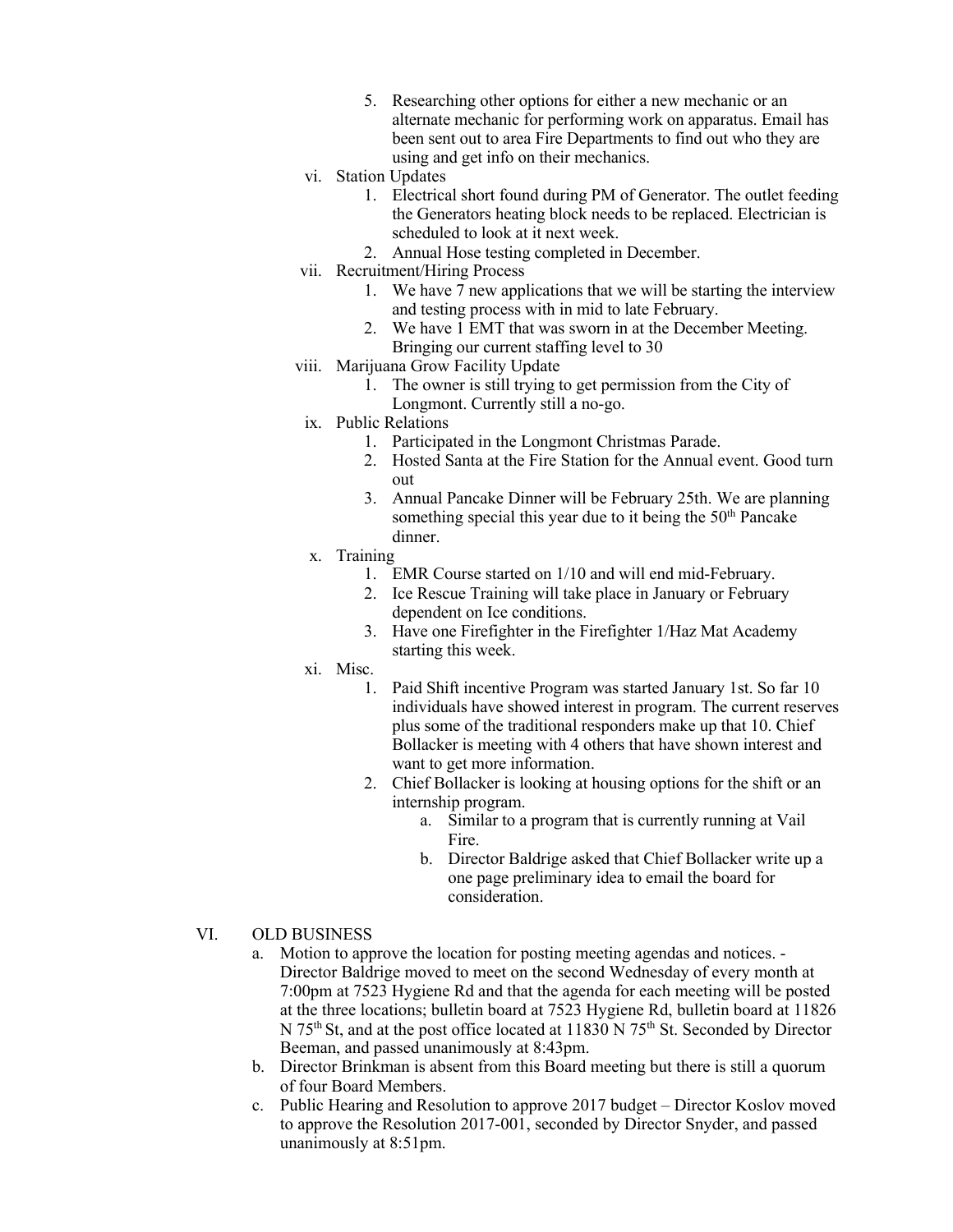5. Researching other options for either a new mechanic or an alternate mechanic for performing work on apparatus. Email has been sent out to area Fire Departments to find out who they are using and get info on their mechanics.

vi. Station Updates
   1. Electrical short found during PM of Generator. The outlet feeding the Generators heating block needs to be replaced. Electrician is scheduled to look at it next week.
   2. Annual Hose testing completed in December.

vii. Recruitment/Hiring Process
   1. We have 7 new applications that we will be starting the interview and testing process with in mid to late February.
   2. We have 1 EMT that was sworn in at the December Meeting. Bringing our current staffing level to 30

viii. Marijuana Grow Facility Update
   1. The owner is still trying to get permission from the City of Longmont. Currently still a no-go.

ix. Public Relations
   1. Participated in the Longmont Christmas Parade.
   2. Hosted Santa at the Fire Station for the Annual event. Good turn out
   3. Annual Pancake Dinner will be February 25th. We are planning something special this year due to it being the 50th Pancake dinner.

x. Training
   1. EMR Course started on 1/10 and will end mid-February.
   2. Ice Rescue Training will take place in January or February dependent on Ice conditions.
   3. Have one Firefighter in the Firefighter 1/Haz Mat Academy starting this week.

xi. Misc.
   1. Paid Shift incentive Program was started January 1st. So far 10 individuals have showed interest in program. The current reserves plus some of the traditional responders make up that 10. Chief Bollacker is meeting with 4 others that have shown interest and want to get more information.
   2. Chief Bollacker is looking at housing options for the shift or an internship program.
      a. Similar to a program that is currently running at Vail Fire.
      b. Director Baldrige asked that Chief Bollacker write up a one page preliminary idea to email the board for consideration.

VI. OLD BUSINESS

a. Motion to approve the location for posting meeting agendas and notices. - Director Baldrige moved to meet on the second Wednesday of every month at 7:00pm at 7523 Hygiene Rd and that the agenda for each meeting will be posted at the three locations; bulletin board at 7523 Hygiene Rd, bulletin board at 11826 N 75th St, and at the post office located at 11830 N 75th St. Seconded by Director Beeman, and passed unanimously at 8:43pm.

b. Director Brinkman is absent from this Board meeting but there is still a quorum of four Board Members.

c. Public Hearing and Resolution to approve 2017 budget – Director Koslov moved to approve the Resolution 2017-001, seconded by Director Snyder, and passed unanimously at 8:51pm.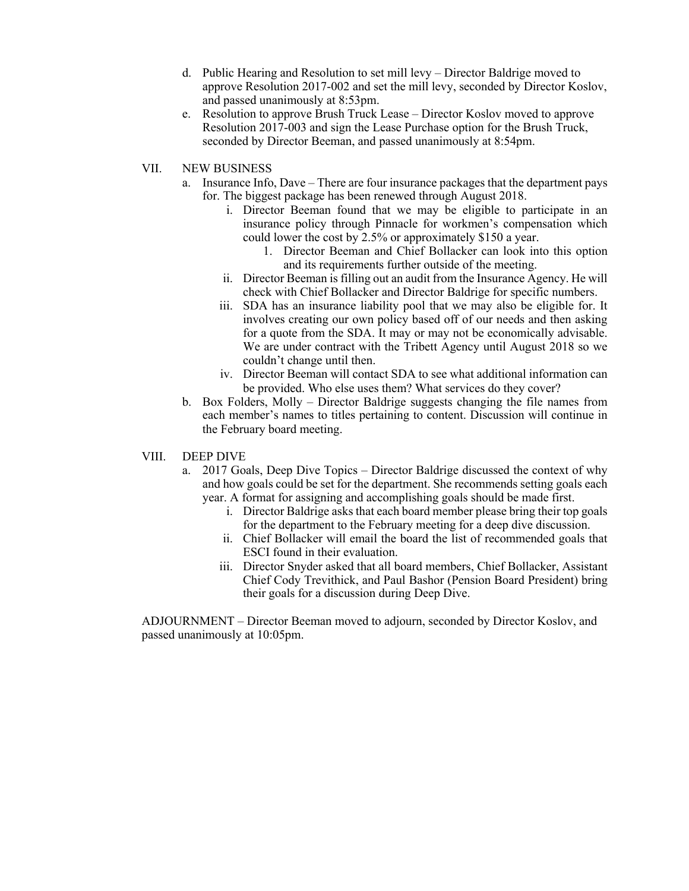d. Public Hearing and Resolution to set mill levy – Director Baldrige moved to approve Resolution 2017-002 and set the mill levy, seconded by Director Koslov, and passed unanimously at 8:53pm.

e. Resolution to approve Brush Truck Lease – Director Koslov moved to approve Resolution 2017-003 and sign the Lease Purchase option for the Brush Truck, seconded by Director Beeman, and passed unanimously at 8:54pm.

VII. NEW BUSINESS

a. Insurance Info, Dave – There are four insurance packages that the department pays for. The biggest package has been renewed through August 2018.

   i. Director Beeman found that we may be eligible to participate in an insurance policy through Pinnacle for workmen's compensation which could lower the cost by 2.5% or approximately $150 a year.

      1. Director Beeman and Chief Bollacker can look into this option and its requirements further outside of the meeting.

   ii. Director Beeman is filling out an audit from the Insurance Agency. He will check with Chief Bollacker and Director Baldrige for specific numbers.

   iii. SDA has an insurance liability pool that we may also be eligible for. It involves creating our own policy based off of our needs and then asking for a quote from the SDA. It may or may not be economically advisable. We are under contract with the Tribett Agency until August 2018 so we couldn't change until then.

   iv. Director Beeman will contact SDA to see what additional information can be provided. Who else uses them? What services do they cover?

b. Box Folders, Molly – Director Baldrige suggests changing the file names from each member's names to titles pertaining to content. Discussion will continue in the February board meeting.

VIII. DEEP DIVE

a. 2017 Goals, Deep Dive Topics – Director Baldrige discussed the context of why and how goals could be set for the department. She recommends setting goals each year. A format for assigning and accomplishing goals should be made first.

   i. Director Baldrige asks that each board member please bring their top goals for the department to the February meeting for a deep dive discussion.

   ii. Chief Bollacker will email the board the list of recommended goals that ESCI found in their evaluation.

   iii. Director Snyder asked that all board members, Chief Bollacker, Assistant Chief Cody Trevithick, and Paul Bashor (Pension Board President) bring their goals for a discussion during Deep Dive.

ADJOURNMENT – Director Beeman moved to adjourn, seconded by Director Koslov, and passed unanimously at 10:05pm.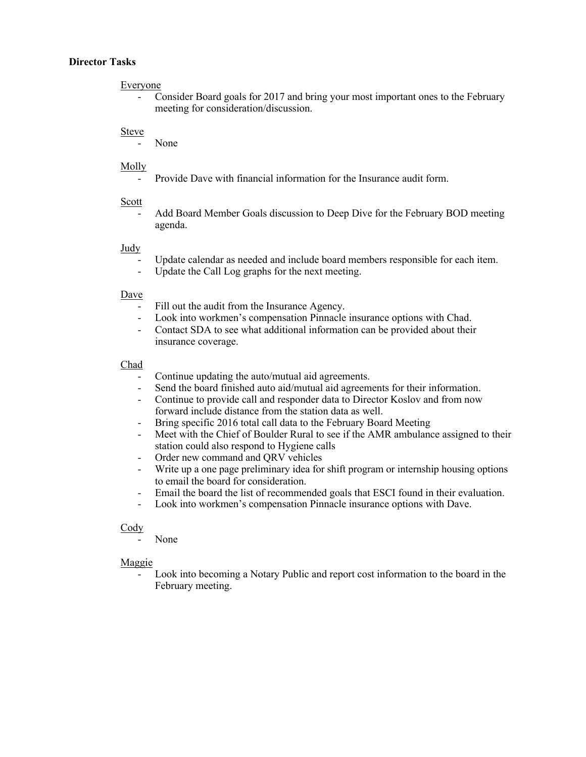**Director Tasks**

Everyone

- Consider Board goals for 2017 and bring your most important ones to the February meeting for consideration/discussion.

Steve

- None

Molly

- Provide Dave with financial information for the Insurance audit form.

Scott

- Add Board Member Goals discussion to Deep Dive for the February BOD meeting agenda.

Judy

- Update calendar as needed and include board members responsible for each item.
- Update the Call Log graphs for the next meeting.

Dave

- Fill out the audit from the Insurance Agency.
- Look into workmen's compensation Pinnacle insurance options with Chad.
- Contact SDA to see what additional information can be provided about their insurance coverage.

Chad

- Continue updating the auto/mutual aid agreements.
- Send the board finished auto aid/mutual aid agreements for their information.
- Continue to provide call and responder data to Director Koslov and from now forward include distance from the station data as well.
- Bring specific 2016 total call data to the February Board Meeting
- Meet with the Chief of Boulder Rural to see if the AMR ambulance assigned to their station could also respond to Hygiene calls
- Order new command and QRV vehicles
- Write up a one page preliminary idea for shift program or internship housing options to email the board for consideration.
- Email the board the list of recommended goals that ESCI found in their evaluation.
- Look into workmen's compensation Pinnacle insurance options with Dave.

Cody

- None

Maggie

- Look into becoming a Notary Public and report cost information to the board in the February meeting.